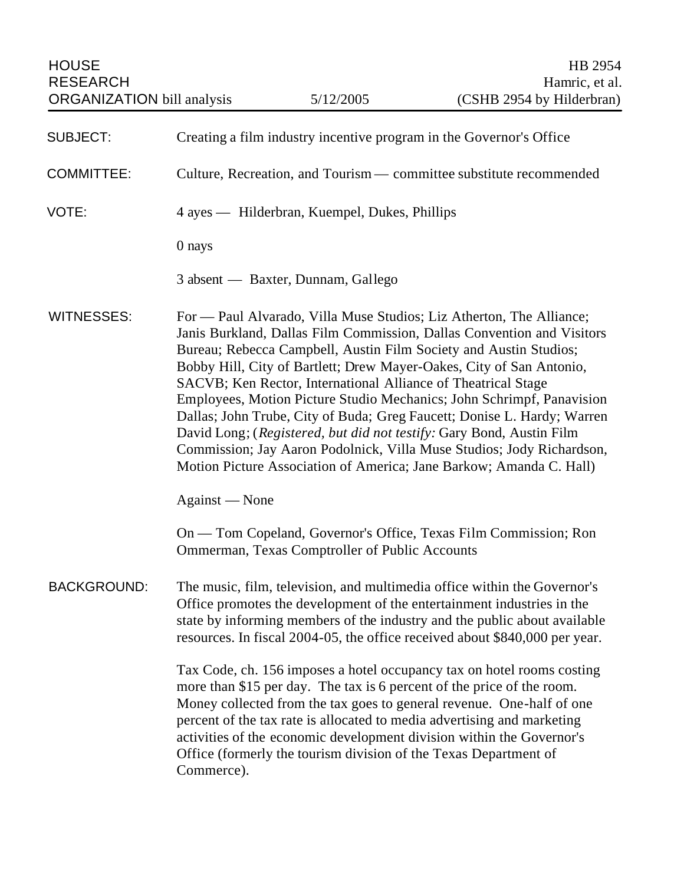HOUSE RESEARCH ORGANIZATION bill analysis — 5/12/2005

HB 2954
Hamric, et al.
(CSHB 2954 by Hilderbran)

**SUBJECT:** Creating a film industry incentive program in the Governor's Office

**COMMITTEE:** Culture, Recreation, and Tourism — committee substitute recommended

**VOTE:** 4 ayes — Hilderbran, Kuempel, Dukes, Phillips

0 nays

3 absent — Baxter, Dunnam, Gallego

**WITNESSES:** For — Paul Alvarado, Villa Muse Studios; Liz Atherton, The Alliance; Janis Burkland, Dallas Film Commission, Dallas Convention and Visitors Bureau; Rebecca Campbell, Austin Film Society and Austin Studios; Bobby Hill, City of Bartlett; Drew Mayer-Oakes, City of San Antonio, SACVB; Ken Rector, International Alliance of Theatrical Stage Employees, Motion Picture Studio Mechanics; John Schrimpf, Panavision Dallas; John Trube, City of Buda; Greg Faucett; Donise L. Hardy; Warren David Long; (*Registered, but did not testify:* Gary Bond, Austin Film Commission; Jay Aaron Podolnick, Villa Muse Studios; Jody Richardson, Motion Picture Association of America; Jane Barkow; Amanda C. Hall)

Against — None

On — Tom Copeland, Governor's Office, Texas Film Commission; Ron Ommerman, Texas Comptroller of Public Accounts

**BACKGROUND:** The music, film, television, and multimedia office within the Governor's Office promotes the development of the entertainment industries in the state by informing members of the industry and the public about available resources. In fiscal 2004-05, the office received about $840,000 per year.

Tax Code, ch. 156 imposes a hotel occupancy tax on hotel rooms costing more than $15 per day. The tax is 6 percent of the price of the room. Money collected from the tax goes to general revenue. One-half of one percent of the tax rate is allocated to media advertising and marketing activities of the economic development division within the Governor's Office (formerly the tourism division of the Texas Department of Commerce).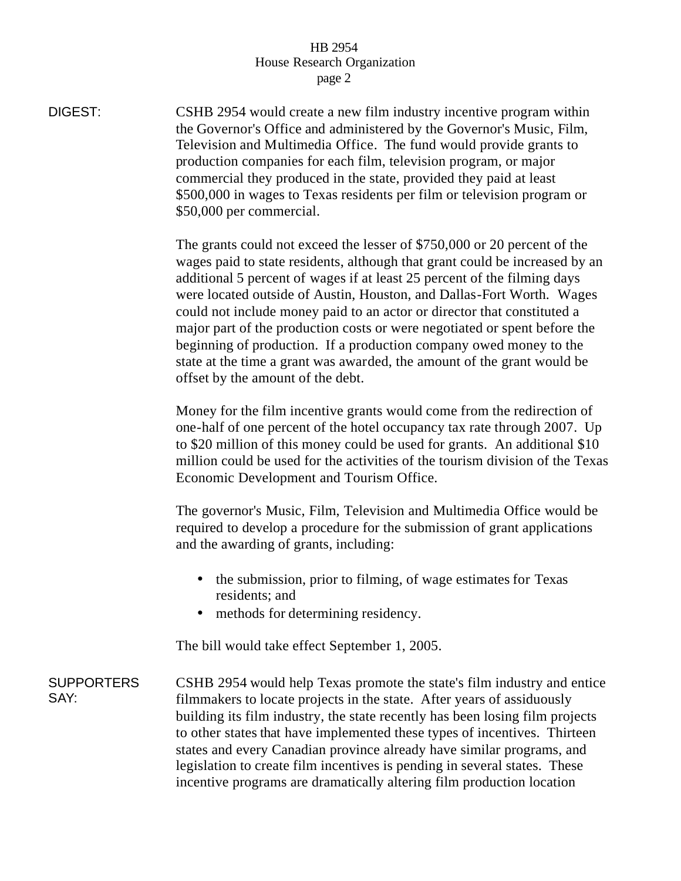**DIGEST:**

CSHB 2954 would create a new film industry incentive program within the Governor's Office and administered by the Governor's Music, Film, Television and Multimedia Office. The fund would provide grants to production companies for each film, television program, or major commercial they produced in the state, provided they paid at least $500,000 in wages to Texas residents per film or television program or $50,000 per commercial.

The grants could not exceed the lesser of $750,000 or 20 percent of the wages paid to state residents, although that grant could be increased by an additional 5 percent of wages if at least 25 percent of the filming days were located outside of Austin, Houston, and Dallas-Fort Worth. Wages could not include money paid to an actor or director that constituted a major part of the production costs or were negotiated or spent before the beginning of production. If a production company owed money to the state at the time a grant was awarded, the amount of the grant would be offset by the amount of the debt.

Money for the film incentive grants would come from the redirection of one-half of one percent of the hotel occupancy tax rate through 2007. Up to $20 million of this money could be used for grants. An additional $10 million could be used for the activities of the tourism division of the Texas Economic Development and Tourism Office.

The governor's Music, Film, Television and Multimedia Office would be required to develop a procedure for the submission of grant applications and the awarding of grants, including:

- the submission, prior to filming, of wage estimates for Texas residents; and
- methods for determining residency.

The bill would take effect September 1, 2005.

**SUPPORTERS SAY:**

CSHB 2954 would help Texas promote the state's film industry and entice filmmakers to locate projects in the state. After years of assiduously building its film industry, the state recently has been losing film projects to other states that have implemented these types of incentives. Thirteen states and every Canadian province already have similar programs, and legislation to create film incentives is pending in several states. These incentive programs are dramatically altering film production location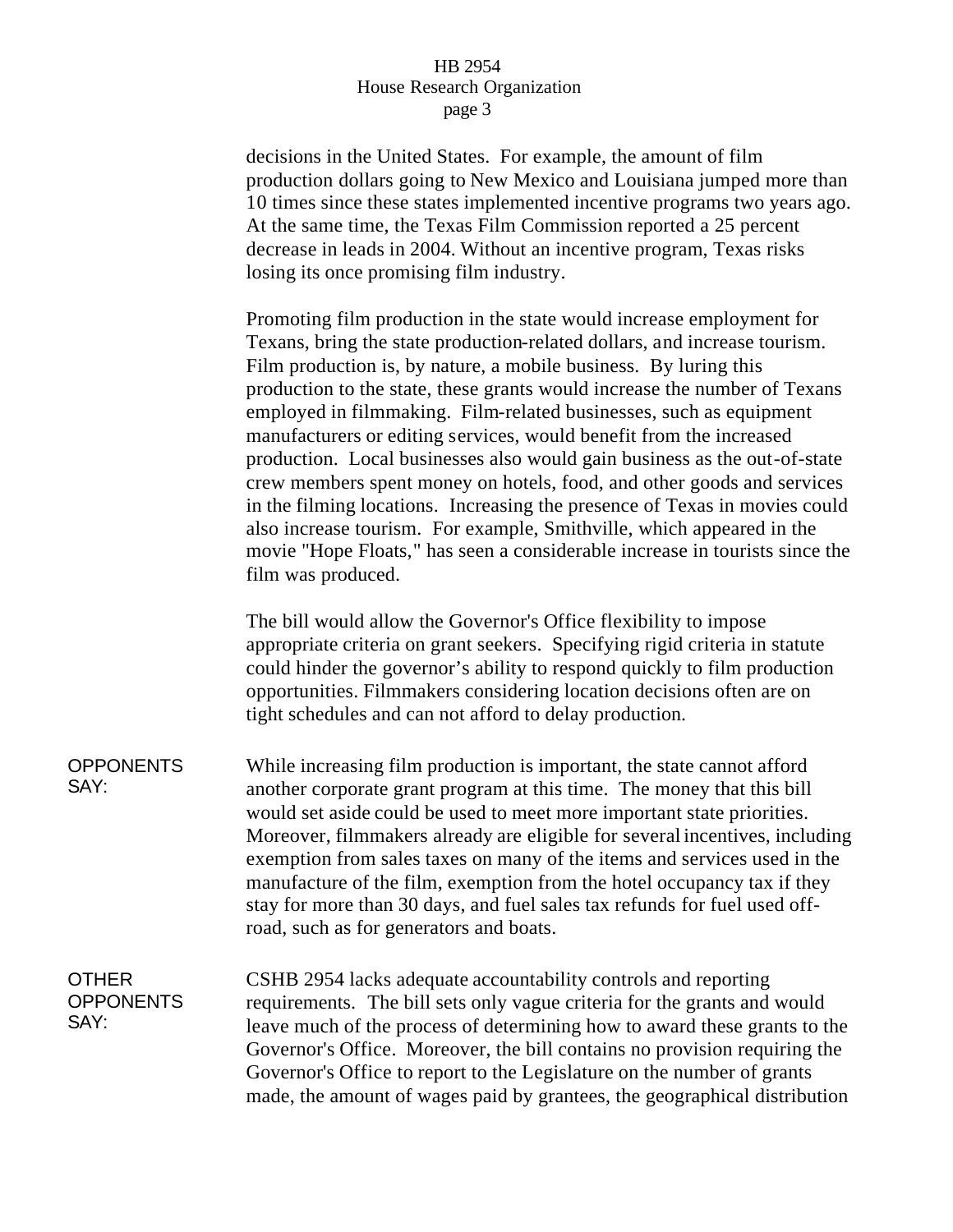decisions in the United States. For example, the amount of film production dollars going to New Mexico and Louisiana jumped more than 10 times since these states implemented incentive programs two years ago. At the same time, the Texas Film Commission reported a 25 percent decrease in leads in 2004. Without an incentive program, Texas risks losing its once promising film industry.

Promoting film production in the state would increase employment for Texans, bring the state production-related dollars, and increase tourism. Film production is, by nature, a mobile business. By luring this production to the state, these grants would increase the number of Texans employed in filmmaking. Film-related businesses, such as equipment manufacturers or editing services, would benefit from the increased production. Local businesses also would gain business as the out-of-state crew members spent money on hotels, food, and other goods and services in the filming locations. Increasing the presence of Texas in movies could also increase tourism. For example, Smithville, which appeared in the movie "Hope Floats," has seen a considerable increase in tourists since the film was produced.

The bill would allow the Governor's Office flexibility to impose appropriate criteria on grant seekers. Specifying rigid criteria in statute could hinder the governor's ability to respond quickly to film production opportunities. Filmmakers considering location decisions often are on tight schedules and can not afford to delay production.

**OPPONENTS SAY:**

While increasing film production is important, the state cannot afford another corporate grant program at this time. The money that this bill would set aside could be used to meet more important state priorities. Moreover, filmmakers already are eligible for several incentives, including exemption from sales taxes on many of the items and services used in the manufacture of the film, exemption from the hotel occupancy tax if they stay for more than 30 days, and fuel sales tax refunds for fuel used off-road, such as for generators and boats.

**OTHER OPPONENTS SAY:**

CSHB 2954 lacks adequate accountability controls and reporting requirements. The bill sets only vague criteria for the grants and would leave much of the process of determining how to award these grants to the Governor's Office. Moreover, the bill contains no provision requiring the Governor's Office to report to the Legislature on the number of grants made, the amount of wages paid by grantees, the geographical distribution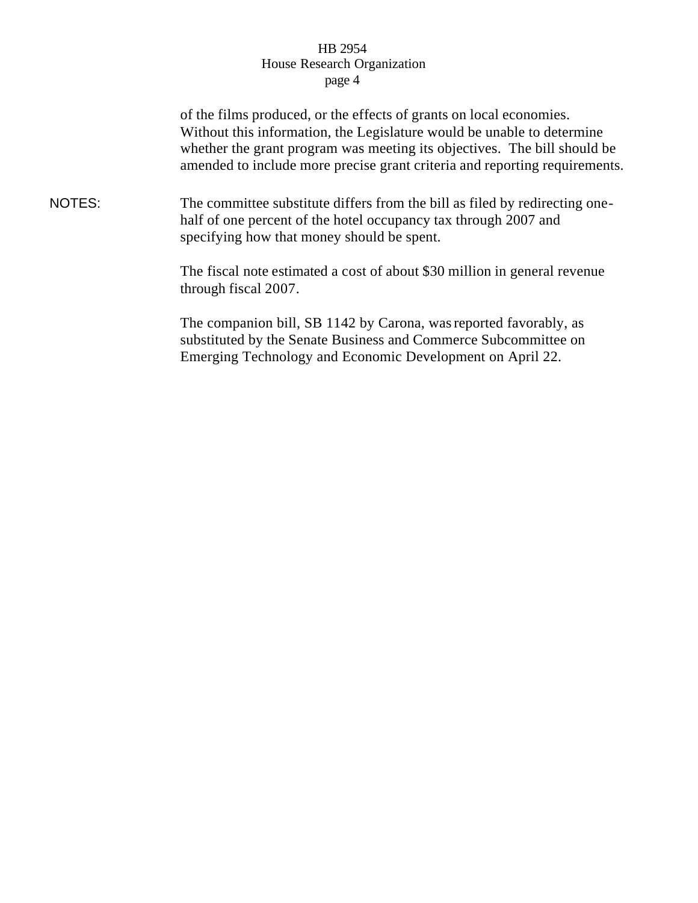of the films produced, or the effects of grants on local economies. Without this information, the Legislature would be unable to determine whether the grant program was meeting its objectives. The bill should be amended to include more precise grant criteria and reporting requirements.

**NOTES:**

The committee substitute differs from the bill as filed by redirecting one-half of one percent of the hotel occupancy tax through 2007 and specifying how that money should be spent.

The fiscal note estimated a cost of about $30 million in general revenue through fiscal 2007.

The companion bill, SB 1142 by Carona, was reported favorably, as substituted by the Senate Business and Commerce Subcommittee on Emerging Technology and Economic Development on April 22.